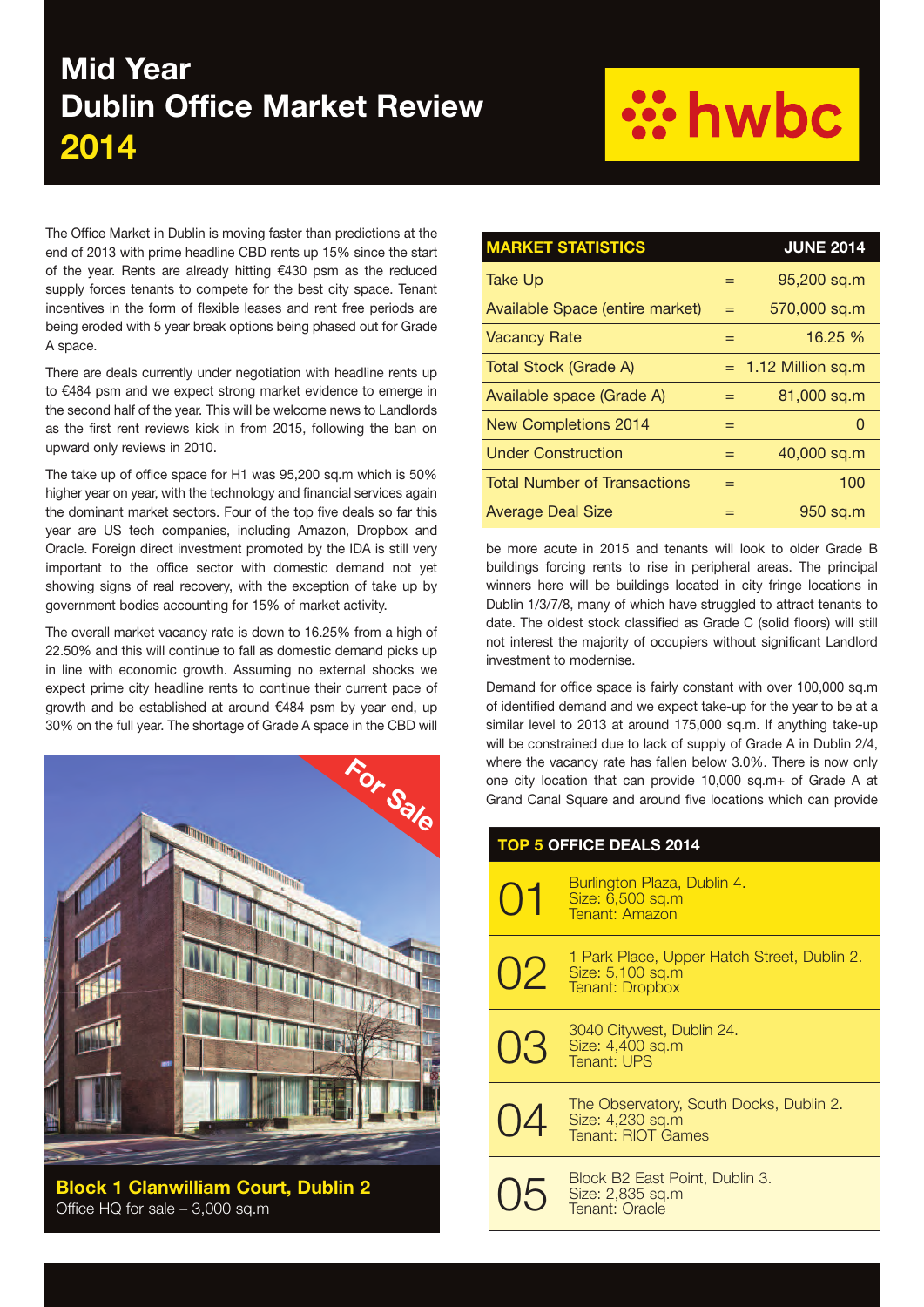# Mid Year Dublin Office Market Review 2014

hwbc

The Office Market in Dublin is moving faster than predictions at the end of 2013 with prime headline CBD rents up 15% since the start of the year. Rents are already hitting €430 psm as the reduced supply forces tenants to compete for the best city space. Tenant incentives in the form of flexible leases and rent free periods are being eroded with 5 year break options being phased out for Grade A space.

There are deals currently under negotiation with headline rents up to €484 psm and we expect strong market evidence to emerge in the second half of the year. This will be welcome news to Landlords as the first rent reviews kick in from 2015, following the ban on upward only reviews in 2010.

The take up of office space for H1 was 95,200 sq.m which is 50% higher year on year, with the technology and financial services again the dominant market sectors. Four of the top five deals so far this year are US tech companies, including Amazon, Dropbox and Oracle. Foreign direct investment promoted by the IDA is still very important to the office sector with domestic demand not yet showing signs of real recovery, with the exception of take up by government bodies accounting for 15% of market activity.

The overall market vacancy rate is down to 16.25% from a high of 22.50% and this will continue to fall as domestic demand picks up in line with economic growth. Assuming no external shocks we expect prime city headline rents to continue their current pace of growth and be established at around €484 psm by year end, up 30% on the full year. The shortage of Grade A space in the CBD will be more acute in 2015 and tenants will look to older Grade B buildings forcing rents to rise in peripheral areas. The principal winners here will be buildings located in city fringe locations in Dublin 1/3/7/8, many of which have struggled to attract tenants to date. The oldest stock classified as Grade C (solid floors) will still not interest the majority of occupiers without significant Landlord investment to modernise.

Demand for office space is fairly constant with over 100,000 sq.m of identified demand and we expect take-up for the year to be at a similar level to 2013 at around 175,000 sq.m. If anything take-up will be constrained due to lack of supply of Grade A in Dublin 2/4, where the vacancy rate has fallen below 3.0%. There is now only one city location that can provide 10,000 sq.m+ of Grade A at Grand Canal Square and around five locations which can provide

For Sale

**Block 1 Clanwilliam Court, Dublin 2**
Office HQ for sale – 3,000 sq.m

| MARKET STATISTICS | | JUNE 2014 |
|---|---|---|
| Take Up | = | 95,200 sq.m |
| Available Space (entire market) | = | 570,000 sq.m |
| Vacancy Rate | = | 16.25 % |
| Total Stock (Grade A) | = | 1.12 Million sq.m |
| Available space (Grade A) | = | 81,000 sq.m |
| New Completions 2014 | = | 0 |
| Under Construction | = | 40,000 sq.m |
| Total Number of Transactions | = | 100 |
| Average Deal Size | = | 950 sq.m |

## TOP 5 OFFICE DEALS 2014

**01** Burlington Plaza, Dublin 4.
Size: 6,500 sq.m
Tenant: Amazon

**02** 1 Park Place, Upper Hatch Street, Dublin 2.
Size: 5,100 sq.m
Tenant: Dropbox

**03** 3040 Citywest, Dublin 24.
Size: 4,400 sq.m
Tenant: UPS

**04** The Observatory, South Docks, Dublin 2.
Size: 4,230 sq.m
Tenant: RIOT Games

**05** Block B2 East Point, Dublin 3.
Size: 2,835 sq.m
Tenant: Oracle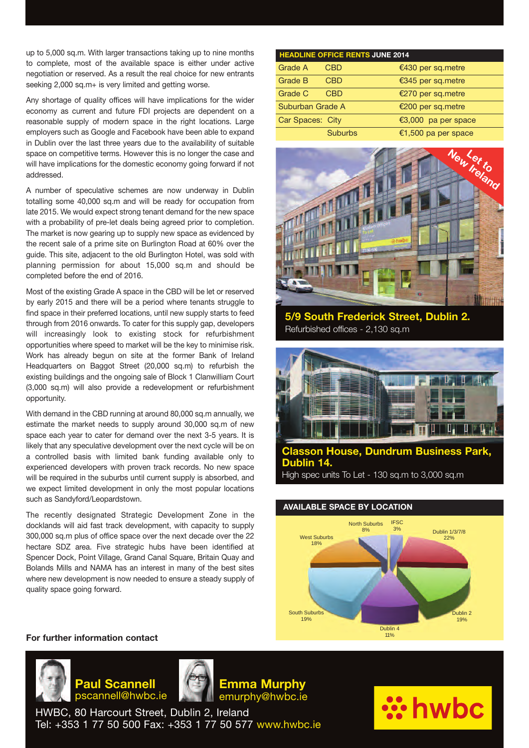up to 5,000 sq.m. With larger transactions taking up to nine months to complete, most of the available space is either under active negotiation or reserved. As a result the real choice for new entrants seeking 2,000 sq.m+ is very limited and getting worse.

Any shortage of quality offices will have implications for the wider economy as current and future FDI projects are dependent on a reasonable supply of modern space in the right locations. Large employers such as Google and Facebook have been able to expand in Dublin over the last three years due to the availability of suitable space on competitive terms. However this is no longer the case and will have implications for the domestic economy going forward if not addressed.

A number of speculative schemes are now underway in Dublin totalling some 40,000 sq.m and will be ready for occupation from late 2015. We would expect strong tenant demand for the new space with a probability of pre-let deals being agreed prior to completion. The market is now gearing up to supply new space as evidenced by the recent sale of a prime site on Burlington Road at 60% over the guide. This site, adjacent to the old Burlington Hotel, was sold with planning permission for about 15,000 sq.m and should be completed before the end of 2016.

Most of the existing Grade A space in the CBD will be let or reserved by early 2015 and there will be a period where tenants struggle to find space in their preferred locations, until new supply starts to feed through from 2016 onwards. To cater for this supply gap, developers will increasingly look to existing stock for refurbishment opportunities where speed to market will be the key to minimise risk. Work has already begun on site at the former Bank of Ireland Headquarters on Baggot Street (20,000 sq.m) to refurbish the existing buildings and the ongoing sale of Block 1 Clanwilliam Court (3,000 sq.m) will also provide a redevelopment or refurbishment opportunity.

With demand in the CBD running at around 80,000 sq.m annually, we estimate the market needs to supply around 30,000 sq.m of new space each year to cater for demand over the next 3-5 years. It is likely that any speculative development over the next cycle will be on a controlled basis with limited bank funding available only to experienced developers with proven track records. No new space will be required in the suburbs until current supply is absorbed, and we expect limited development in only the most popular locations such as Sandyford/Leopardstown.

The recently designated Strategic Development Zone in the docklands will aid fast track development, with capacity to supply 300,000 sq.m plus of office space over the next decade over the 22 hectare SDZ area. Five strategic hubs have been identified at Spencer Dock, Point Village, Grand Canal Square, Britain Quay and Bolands Mills and NAMA has an interest in many of the best sites where new development is now needed to ensure a steady supply of quality space going forward.

**HEADLINE OFFICE RENTS JUNE 2014**

| | | |
|---|---|---|
| Grade A | CBD | €430 per sq.metre |
| Grade B | CBD | €345 per sq.metre |
| Grade C | CBD | €270 per sq.metre |
| Suburban Grade A | | €200 per sq.metre |
| Car Spaces: | City | €3,000 pa per space |
| | Suburbs | €1,500 pa per space |

Let to New Ireland

**5/9 South Frederick Street, Dublin 2.**
Refurbished offices - 2,130 sq.m

**Classon House, Dundrum Business Park, Dublin 14.**
High spec units To Let - 130 sq.m to 3,000 sq.m

**AVAILABLE SPACE BY LOCATION**

North Suburbs 8%
IFSC 3%
Dublin 1/3/7/8 22%
West Suburbs 18%
South Suburbs 19%
Dublin 4 11%
Dublin 2 19%

**For further information contact**

**Paul Scannell**
pscannell@hwbc.ie

**Emma Murphy**
emurphy@hwbc.ie

HWBC, 80 Harcourt Street, Dublin 2, Ireland
Tel: +353 1 77 50 500 Fax: +353 1 77 50 577 www.hwbc.ie

hwbc